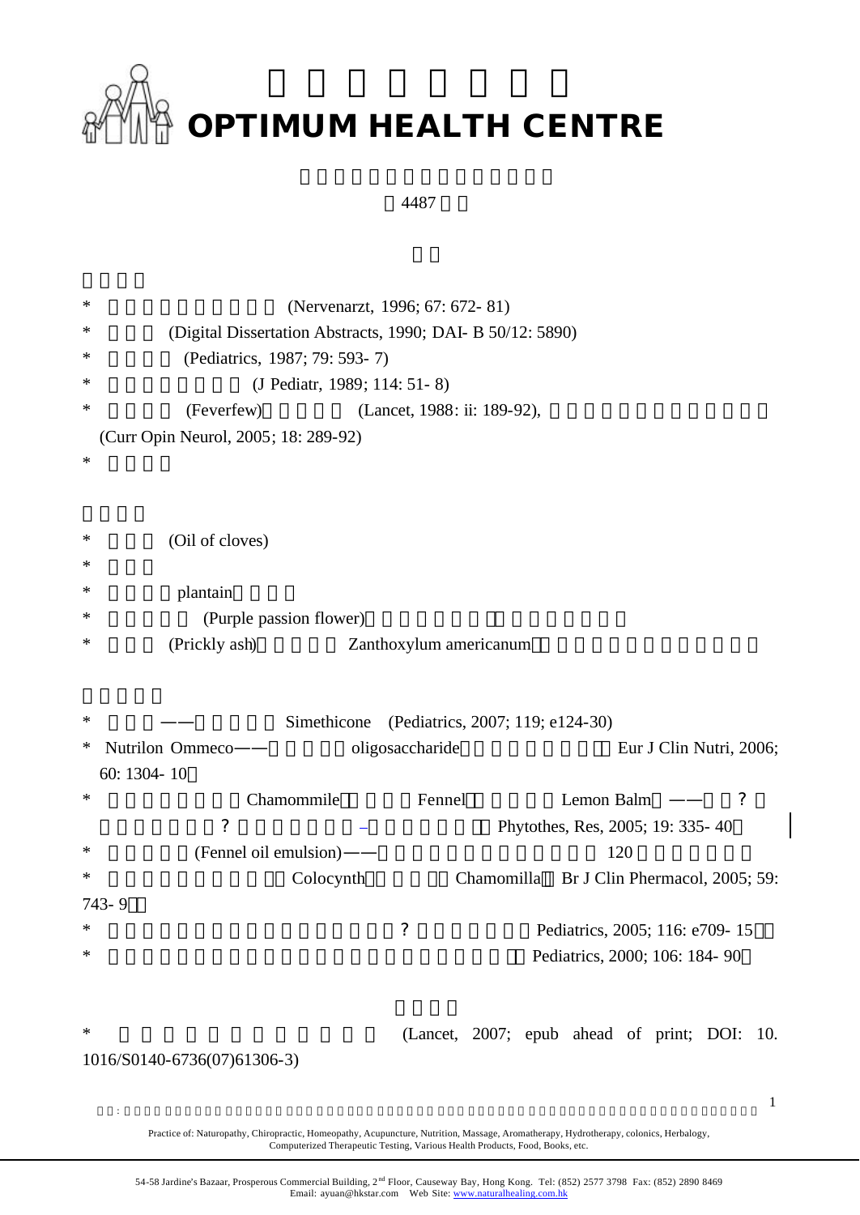# OPTIMUM HEALTH CENTRE

4487

\* (Nervenarzt, 1996; 67: 672- 81)

\* (Digital Dissertation Abstracts, 1990; DAI- B 50/12: 5890)

\* (Pediatrics, 1987; 79: 593- 7)

\* (J Pediatr, 1989; 114: 51- 8)

\* (Feverfew) (Lancet, 1988: ii: 189-92), (Curr Opin Neurol, 2005; 18: 289-92)

\*

\* (Oil of cloves)

\*

\* plantain

\* (Purple passion flower)

\* (Prickly ash) Zanthoxylum americanum

\* —— Simethicone (Pediatrics, 2007; 119; e124-30)

\* Nutrilon Ommeco—— oligosaccharide Eur J Clin Nutri, 2006; 60: 1304- 10

\* Chamommile Fennel Lemon Balm —— ? ? – Phytothes, Res, 2005; 19: 335- 40

\* (Fennel oil emulsion)—— 120

\* Colocynth Chamomilla Br J Clin Phermacol, 2005; 59: 743- 9

\* ? Pediatrics, 2005; 116: e709- 15

\* Pediatrics, 2000; 106: 184- 90

\* (Lancet, 2007; epub ahead of print; DOI: 10. 1016/S0140-6736(07)61306-3)

Practice of: Naturopathy, Chiropractic, Homeopathy, Acupuncture, Nutrition, Massage, Aromatherapy, Hydrotherapy, colonics, Herbalogy, Computerized Therapeutic Testing, Various Health Products, Food, Books, etc.

54-58 Jardine's Bazaar, Prosperous Commercial Building, 2nd Floor, Causeway Bay, Hong Kong. Tel: (852) 2577 3798 Fax: (852) 2890 8469
Email: ayuan@hkstar.com Web Site: www.naturalhealing.com.hk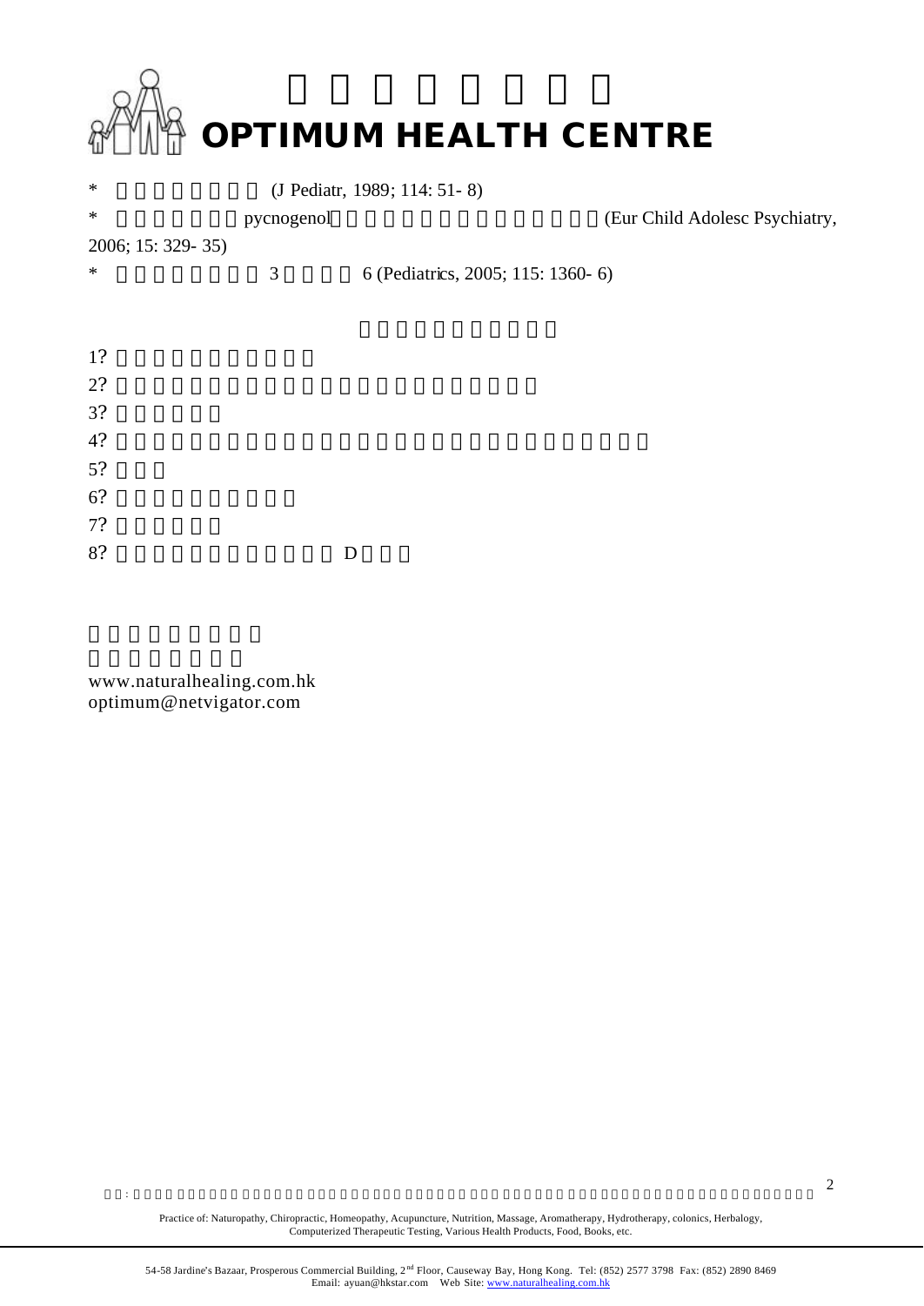* (J Pediatr, 1989; 114: 51- 8)

* pycnogenol (Eur Child Adolesc Psychiatry, 2006; 15: 329- 35)

* 3 6 (Pediatrics, 2005; 115: 1360- 6)

1?

2?

3?

4?

5?

6?

7?

8? D

www.naturalhealing.com.hk
optimum@netvigator.com